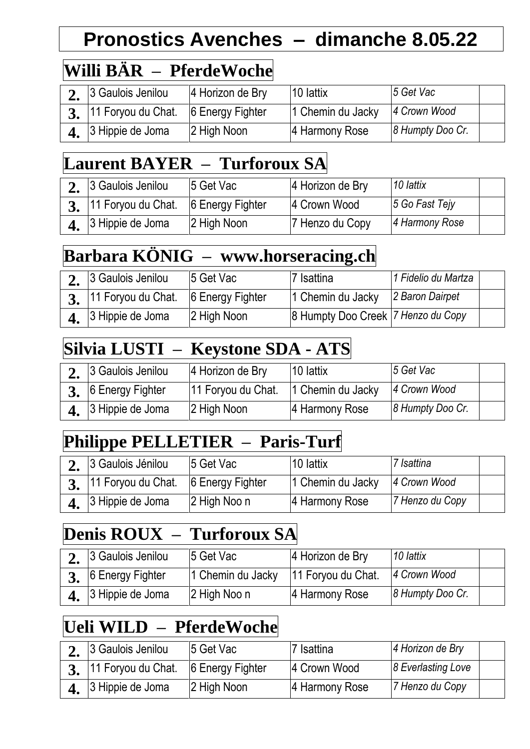# Pronostics Avenches – dimanche 8.05.22

## Willi BÄR – PferdeWoche

| | | | | | |
|---|---|---|---|---|---|
| **2.** | 3 Gaulois Jenilou | 4 Horizon de Bry | 10 Iattix | *5 Get Vac* | |
| **3.** | 11 Foryou du Chat. | 6 Energy Fighter | 1 Chemin du Jacky | *4 Crown Wood* | |
| **4.** | 3 Hippie de Joma | 2 High Noon | 4 Harmony Rose | *8 Humpty Doo Cr.* | |

## Laurent BAYER – Turforoux SA

| | | | | | |
|---|---|---|---|---|---|
| **2.** | 3 Gaulois Jenilou | 5 Get Vac | 4 Horizon de Bry | *10 Iattix* | |
| **3.** | 11 Foryou du Chat. | 6 Energy Fighter | 4 Crown Wood | *5 Go Fast Tejy* | |
| **4.** | 3 Hippie de Joma | 2 High Noon | 7 Henzo du Copy | *4 Harmony Rose* | |

## Barbara KÖNIG – www.horseracing.ch

| | | | | | |
|---|---|---|---|---|---|
| **2.** | 3 Gaulois Jenilou | 5 Get Vac | 7 Isattina | *1 Fidelio du Martza* | |
| **3.** | 11 Foryou du Chat. | 6 Energy Fighter | 1 Chemin du Jacky | *2 Baron Dairpet* | |
| **4.** | 3 Hippie de Joma | 2 High Noon | 8 Humpty Doo Creek | *7 Henzo du Copy* | |

## Silvia LUSTI – Keystone SDA - ATS

| | | | | | |
|---|---|---|---|---|---|
| **2.** | 3 Gaulois Jenilou | 4 Horizon de Bry | 10 Iattix | *5 Get Vac* | |
| **3.** | 6 Energy Fighter | 11 Foryou du Chat. | 1 Chemin du Jacky | *4 Crown Wood* | |
| **4.** | 3 Hippie de Joma | 2 High Noon | 4 Harmony Rose | *8 Humpty Doo Cr.* | |

## Philippe PELLETIER – Paris-Turf

| | | | | | |
|---|---|---|---|---|---|
| **2.** | 3 Gaulois Jénilou | 5 Get Vac | 10 Iattix | *7 Isattina* | |
| **3.** | 11 Foryou du Chat. | 6 Energy Fighter | 1 Chemin du Jacky | *4 Crown Wood* | |
| **4.** | 3 Hippie de Joma | 2 High Noo n | 4 Harmony Rose | *7 Henzo du Copy* | |

## Denis ROUX – Turforoux SA

| | | | | | |
|---|---|---|---|---|---|
| **2.** | 3 Gaulois Jenilou | 5 Get Vac | 4 Horizon de Bry | *10 Iattix* | |
| **3.** | 6 Energy Fighter | 1 Chemin du Jacky | 11 Foryou du Chat. | *4 Crown Wood* | |
| **4.** | 3 Hippie de Joma | 2 High Noo n | 4 Harmony Rose | *8 Humpty Doo Cr.* | |

## Ueli WILD – PferdeWoche

| | | | | | |
|---|---|---|---|---|---|
| **2.** | 3 Gaulois Jenilou | 5 Get Vac | 7 Isattina | *4 Horizon de Bry* | |
| **3.** | 11 Foryou du Chat. | 6 Energy Fighter | 4 Crown Wood | *8 Everlasting Love* | |
| **4.** | 3 Hippie de Joma | 2 High Noon | 4 Harmony Rose | *7 Henzo du Copy* | |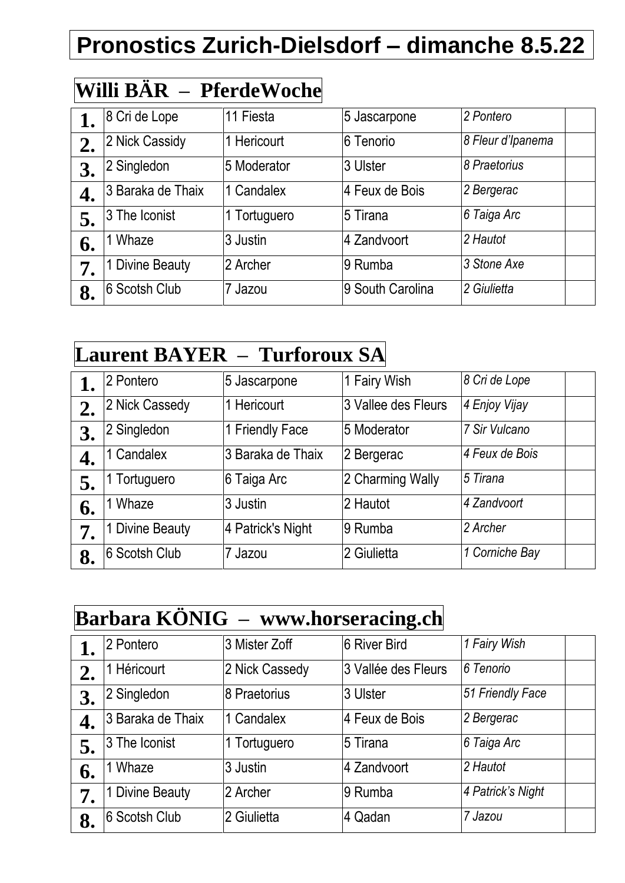# Pronostics Zurich-Dielsdorf – dimanche 8.5.22

## Willi BÄR – PferdeWoche

| | | | | | |
|---|---|---|---|---|---|
| **1.** | 8 Cri de Lope | 11 Fiesta | 5 Jascarpone | *2 Pontero* | |
| **2.** | 2 Nick Cassidy | 1 Hericourt | 6 Tenorio | *8 Fleur d'Ipanema* | |
| **3.** | 2 Singledon | 5 Moderator | 3 Ulster | *8 Praetorius* | |
| **4.** | 3 Baraka de Thaix | 1 Candalex | 4 Feux de Bois | *2 Bergerac* | |
| **5.** | 3 The Iconist | 1 Tortuguero | 5 Tirana | *6 Taiga Arc* | |
| **6.** | 1 Whaze | 3 Justin | 4 Zandvoort | *2 Hautot* | |
| **7.** | 1 Divine Beauty | 2 Archer | 9 Rumba | *3 Stone Axe* | |
| **8.** | 6 Scotsh Club | 7 Jazou | 9 South Carolina | *2 Giulietta* | |

## Laurent BAYER – Turforoux SA

| | | | | | |
|---|---|---|---|---|---|
| **1.** | 2 Pontero | 5 Jascarpone | 1 Fairy Wish | *8 Cri de Lope* | |
| **2.** | 2 Nick Cassedy | 1 Hericourt | 3 Vallee des Fleurs | *4 Enjoy Vijay* | |
| **3.** | 2 Singledon | 1 Friendly Face | 5 Moderator | *7 Sir Vulcano* | |
| **4.** | 1 Candalex | 3 Baraka de Thaix | 2 Bergerac | *4 Feux de Bois* | |
| **5.** | 1 Tortuguero | 6 Taiga Arc | 2 Charming Wally | *5 Tirana* | |
| **6.** | 1 Whaze | 3 Justin | 2 Hautot | *4 Zandvoort* | |
| **7.** | 1 Divine Beauty | 4 Patrick's Night | 9 Rumba | *2 Archer* | |
| **8.** | 6 Scotsh Club | 7 Jazou | 2 Giulietta | *1 Corniche Bay* | |

## Barbara KÖNIG – www.horseracing.ch

| | | | | | |
|---|---|---|---|---|---|
| **1.** | 2 Pontero | 3 Mister Zoff | 6 River Bird | *1 Fairy Wish* | |
| **2.** | 1 Héricourt | 2 Nick Cassedy | 3 Vallée des Fleurs | *6 Tenorio* | |
| **3.** | 2 Singledon | 8 Praetorius | 3 Ulster | *51 Friendly Face* | |
| **4.** | 3 Baraka de Thaix | 1 Candalex | 4 Feux de Bois | *2 Bergerac* | |
| **5.** | 3 The Iconist | 1 Tortuguero | 5 Tirana | *6 Taiga Arc* | |
| **6.** | 1 Whaze | 3 Justin | 4 Zandvoort | *2 Hautot* | |
| **7.** | 1 Divine Beauty | 2 Archer | 9 Rumba | *4 Patrick's Night* | |
| **8.** | 6 Scotsh Club | 2 Giulietta | 4 Qadan | *7 Jazou* | |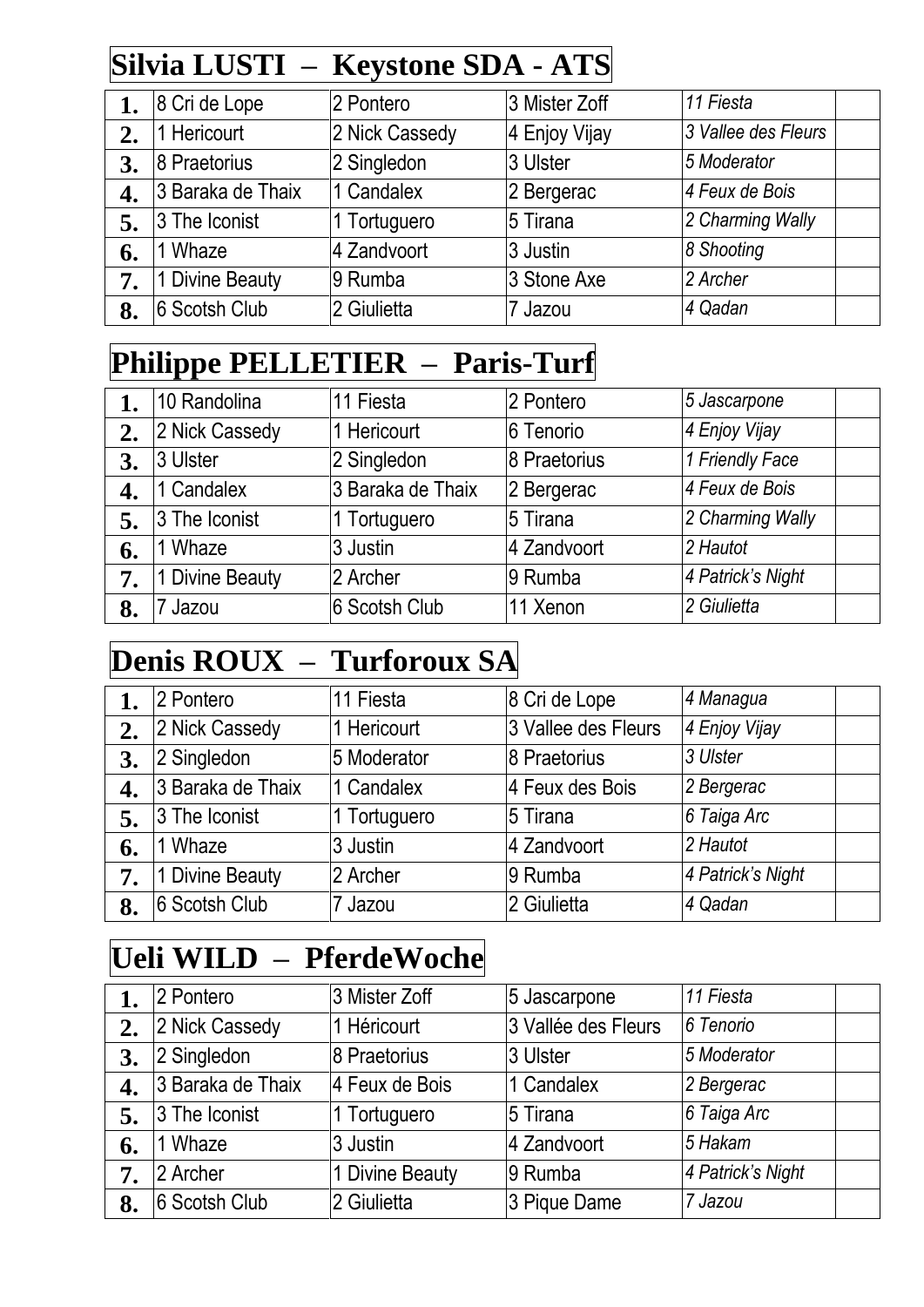## Silvia LUSTI – Keystone SDA - ATS

| | | | | | |
|---|---|---|---|---|---|
| **1.** | 8 Cri de Lope | 2 Pontero | 3 Mister Zoff | *11 Fiesta* | |
| **2.** | 1 Hericourt | 2 Nick Cassedy | 4 Enjoy Vijay | *3 Vallee des Fleurs* | |
| **3.** | 8 Praetorius | 2 Singledon | 3 Ulster | *5 Moderator* | |
| **4.** | 3 Baraka de Thaix | 1 Candalex | 2 Bergerac | *4 Feux de Bois* | |
| **5.** | 3 The Iconist | 1 Tortuguero | 5 Tirana | *2 Charming Wally* | |
| **6.** | 1 Whaze | 4 Zandvoort | 3 Justin | *8 Shooting* | |
| **7.** | 1 Divine Beauty | 9 Rumba | 3 Stone Axe | *2 Archer* | |
| **8.** | 6 Scotsh Club | 2 Giulietta | 7 Jazou | *4 Qadan* | |

## Philippe PELLETIER – Paris-Turf

| | | | | | |
|---|---|---|---|---|---|
| **1.** | 10 Randolina | 11 Fiesta | 2 Pontero | *5 Jascarpone* | |
| **2.** | 2 Nick Cassedy | 1 Hericourt | 6 Tenorio | *4 Enjoy Vijay* | |
| **3.** | 3 Ulster | 2 Singledon | 8 Praetorius | *1 Friendly Face* | |
| **4.** | 1 Candalex | 3 Baraka de Thaix | 2 Bergerac | *4 Feux de Bois* | |
| **5.** | 3 The Iconist | 1 Tortuguero | 5 Tirana | *2 Charming Wally* | |
| **6.** | 1 Whaze | 3 Justin | 4 Zandvoort | *2 Hautot* | |
| **7.** | 1 Divine Beauty | 2 Archer | 9 Rumba | *4 Patrick's Night* | |
| **8.** | 7 Jazou | 6 Scotsh Club | 11 Xenon | *2 Giulietta* | |

## Denis ROUX – Turforoux SA

| | | | | | |
|---|---|---|---|---|---|
| **1.** | 2 Pontero | 11 Fiesta | 8 Cri de Lope | *4 Managua* | |
| **2.** | 2 Nick Cassedy | 1 Hericourt | 3 Vallee des Fleurs | *4 Enjoy Vijay* | |
| **3.** | 2 Singledon | 5 Moderator | 8 Praetorius | *3 Ulster* | |
| **4.** | 3 Baraka de Thaix | 1 Candalex | 4 Feux des Bois | *2 Bergerac* | |
| **5.** | 3 The Iconist | 1 Tortuguero | 5 Tirana | *6 Taiga Arc* | |
| **6.** | 1 Whaze | 3 Justin | 4 Zandvoort | *2 Hautot* | |
| **7.** | 1 Divine Beauty | 2 Archer | 9 Rumba | *4 Patrick's Night* | |
| **8.** | 6 Scotsh Club | 7 Jazou | 2 Giulietta | *4 Qadan* | |

## Ueli WILD – PferdeWoche

| | | | | | |
|---|---|---|---|---|---|
| **1.** | 2 Pontero | 3 Mister Zoff | 5 Jascarpone | *11 Fiesta* | |
| **2.** | 2 Nick Cassedy | 1 Héricourt | 3 Vallée des Fleurs | *6 Tenorio* | |
| **3.** | 2 Singledon | 8 Praetorius | 3 Ulster | *5 Moderator* | |
| **4.** | 3 Baraka de Thaix | 4 Feux de Bois | 1 Candalex | *2 Bergerac* | |
| **5.** | 3 The Iconist | 1 Tortuguero | 5 Tirana | *6 Taiga Arc* | |
| **6.** | 1 Whaze | 3 Justin | 4 Zandvoort | *5 Hakam* | |
| **7.** | 2 Archer | 1 Divine Beauty | 9 Rumba | *4 Patrick's Night* | |
| **8.** | 6 Scotsh Club | 2 Giulietta | 3 Pique Dame | *7 Jazou* | |